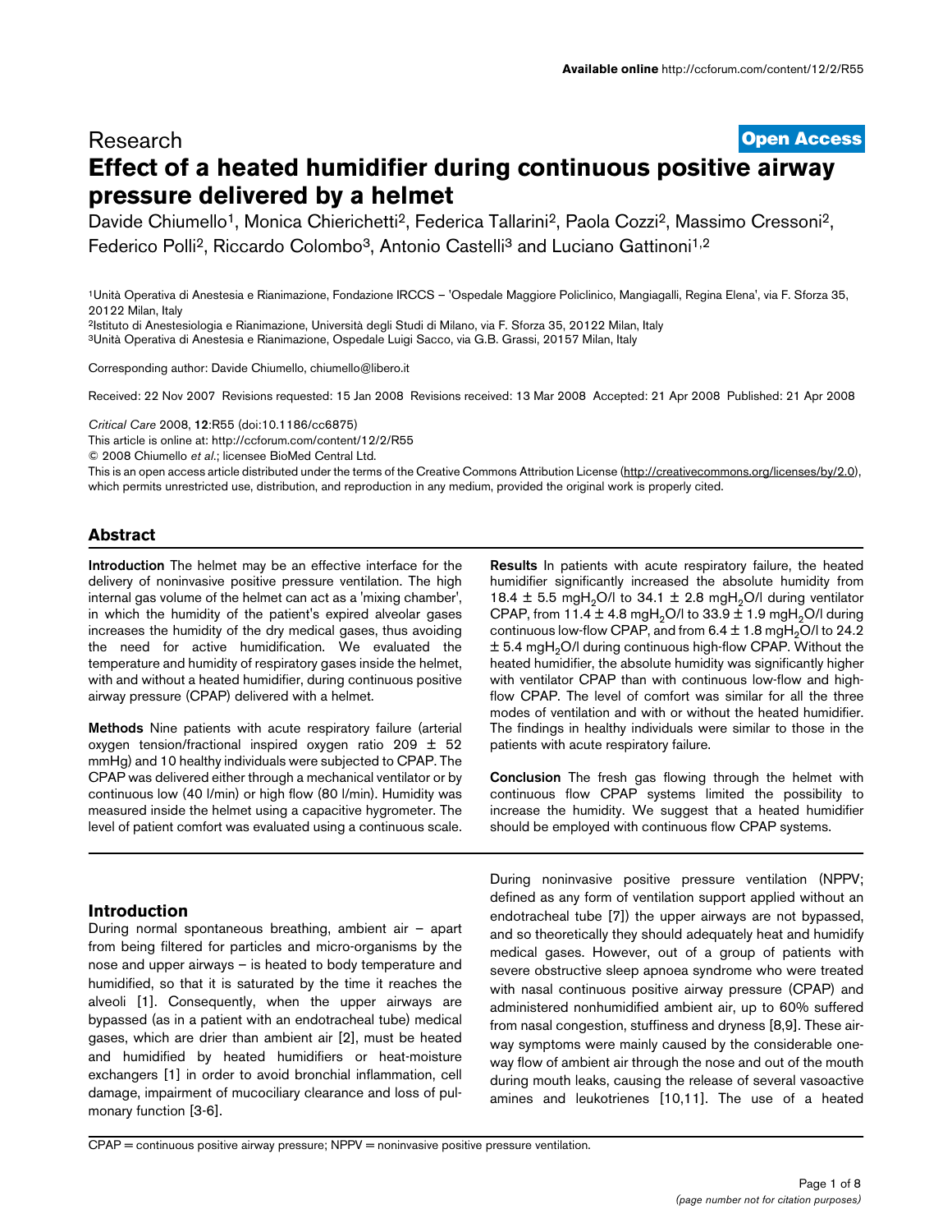Research

Open Access

# Effect of a heated humidifier during continuous positive airway pressure delivered by a helmet

Davide Chiumello[1], Monica Chierichetti[2], Federica Tallarini[2], Paola Cozzi[2], Massimo Cressoni[2], Federico Polli[2], Riccardo Colombo[3], Antonio Castelli[3] and Luciano Gattinoni[1,2]

[1]Unità Operativa di Anestesia e Rianimazione, Fondazione IRCCS – 'Ospedale Maggiore Policlinico, Mangiagalli, Regina Elena', via F. Sforza 35, 20122 Milan, Italy

[2]Istituto di Anestesiologia e Rianimazione, Università degli Studi di Milano, via F. Sforza 35, 20122 Milan, Italy

[3]Unità Operativa di Anestesia e Rianimazione, Ospedale Luigi Sacco, via G.B. Grassi, 20157 Milan, Italy

Corresponding author: Davide Chiumello, chiumello@libero.it

Received: 22 Nov 2007 Revisions requested: 15 Jan 2008 Revisions received: 13 Mar 2008 Accepted: 21 Apr 2008 Published: 21 Apr 2008

*Critical Care* 2008, **12**:R55 (doi:10.1186/cc6875)

This article is online at: http://ccforum.com/content/12/2/R55

© 2008 Chiumello *et al.*; licensee BioMed Central Ltd.

This is an open access article distributed under the terms of the Creative Commons Attribution License (http://creativecommons.org/licenses/by/2.0), which permits unrestricted use, distribution, and reproduction in any medium, provided the original work is properly cited.

## Abstract

**Introduction** The helmet may be an effective interface for the delivery of noninvasive positive pressure ventilation. The high internal gas volume of the helmet can act as a 'mixing chamber', in which the humidity of the patient's expired alveolar gases increases the humidity of the dry medical gases, thus avoiding the need for active humidification. We evaluated the temperature and humidity of respiratory gases inside the helmet, with and without a heated humidifier, during continuous positive airway pressure (CPAP) delivered with a helmet.

**Methods** Nine patients with acute respiratory failure (arterial oxygen tension/fractional inspired oxygen ratio 209 ± 52 mmHg) and 10 healthy individuals were subjected to CPAP. The CPAP was delivered either through a mechanical ventilator or by continuous low (40 l/min) or high flow (80 l/min). Humidity was measured inside the helmet using a capacitive hygrometer. The level of patient comfort was evaluated using a continuous scale.

**Results** In patients with acute respiratory failure, the heated humidifier significantly increased the absolute humidity from 18.4 ± 5.5 mg$H_2O$/l to 34.1 ± 2.8 mg$H_2O$/l during ventilator CPAP, from 11.4 ± 4.8 mg$H_2O$/l to 33.9 ± 1.9 mg$H_2O$/l during continuous low-flow CPAP, and from 6.4 ± 1.8 mg$H_2O$/l to 24.2 ± 5.4 mg$H_2O$/l during continuous high-flow CPAP. Without the heated humidifier, the absolute humidity was significantly higher with ventilator CPAP than with continuous low-flow and high-flow CPAP. The level of comfort was similar for all the three modes of ventilation and with or without the heated humidifier. The findings in healthy individuals were similar to those in the patients with acute respiratory failure.

**Conclusion** The fresh gas flowing through the helmet with continuous flow CPAP systems limited the possibility to increase the humidity. We suggest that a heated humidifier should be employed with continuous flow CPAP systems.

## Introduction

During normal spontaneous breathing, ambient air – apart from being filtered for particles and micro-organisms by the nose and upper airways – is heated to body temperature and humidified, so that it is saturated by the time it reaches the alveoli [1]. Consequently, when the upper airways are bypassed (as in a patient with an endotracheal tube) medical gases, which are drier than ambient air [2], must be heated and humidified by heated humidifiers or heat-moisture exchangers [1] in order to avoid bronchial inflammation, cell damage, impairment of mucociliary clearance and loss of pulmonary function [3-6].

During noninvasive positive pressure ventilation (NPPV; defined as any form of ventilation support applied without an endotracheal tube [7]) the upper airways are not bypassed, and so theoretically they should adequately heat and humidify medical gases. However, out of a group of patients with severe obstructive sleep apnoea syndrome who were treated with nasal continuous positive airway pressure (CPAP) and administered nonhumidified ambient air, up to 60% suffered from nasal congestion, stuffiness and dryness [8,9]. These airway symptoms were mainly caused by the considerable one-way flow of ambient air through the nose and out of the mouth during mouth leaks, causing the release of several vasoactive amines and leukotrienes [10,11]. The use of a heated

CPAP = continuous positive airway pressure; NPPV = noninvasive positive pressure ventilation.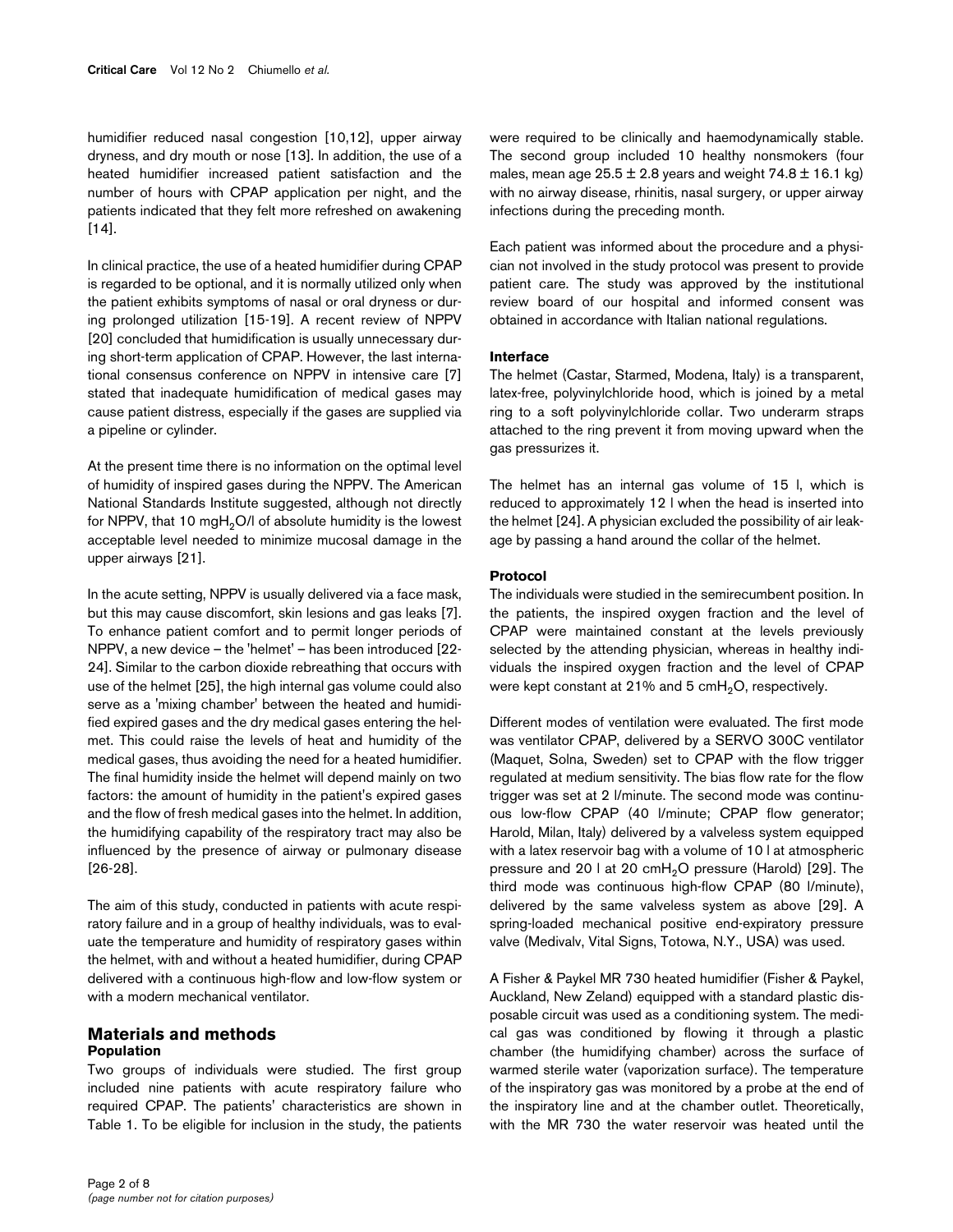humidifier reduced nasal congestion [10,12], upper airway dryness, and dry mouth or nose [13]. In addition, the use of a heated humidifier increased patient satisfaction and the number of hours with CPAP application per night, and the patients indicated that they felt more refreshed on awakening [14].

In clinical practice, the use of a heated humidifier during CPAP is regarded to be optional, and it is normally utilized only when the patient exhibits symptoms of nasal or oral dryness or during prolonged utilization [15-19]. A recent review of NPPV [20] concluded that humidification is usually unnecessary during short-term application of CPAP. However, the last international consensus conference on NPPV in intensive care [7] stated that inadequate humidification of medical gases may cause patient distress, especially if the gases are supplied via a pipeline or cylinder.

At the present time there is no information on the optimal level of humidity of inspired gases during the NPPV. The American National Standards Institute suggested, although not directly for NPPV, that 10 mg$H_2O$/l of absolute humidity is the lowest acceptable level needed to minimize mucosal damage in the upper airways [21].

In the acute setting, NPPV is usually delivered via a face mask, but this may cause discomfort, skin lesions and gas leaks [7]. To enhance patient comfort and to permit longer periods of NPPV, a new device – the 'helmet' – has been introduced [22-24]. Similar to the carbon dioxide rebreathing that occurs with use of the helmet [25], the high internal gas volume could also serve as a 'mixing chamber' between the heated and humidified expired gases and the dry medical gases entering the helmet. This could raise the levels of heat and humidity of the medical gases, thus avoiding the need for a heated humidifier. The final humidity inside the helmet will depend mainly on two factors: the amount of humidity in the patient's expired gases and the flow of fresh medical gases into the helmet. In addition, the humidifying capability of the respiratory tract may also be influenced by the presence of airway or pulmonary disease [26-28].

The aim of this study, conducted in patients with acute respiratory failure and in a group of healthy individuals, was to evaluate the temperature and humidity of respiratory gases within the helmet, with and without a heated humidifier, during CPAP delivered with a continuous high-flow and low-flow system or with a modern mechanical ventilator.

## Materials and methods

### Population

Two groups of individuals were studied. The first group included nine patients with acute respiratory failure who required CPAP. The patients' characteristics are shown in Table 1. To be eligible for inclusion in the study, the patients were required to be clinically and haemodynamically stable. The second group included 10 healthy nonsmokers (four males, mean age 25.5 ± 2.8 years and weight 74.8 ± 16.1 kg) with no airway disease, rhinitis, nasal surgery, or upper airway infections during the preceding month.

Each patient was informed about the procedure and a physician not involved in the study protocol was present to provide patient care. The study was approved by the institutional review board of our hospital and informed consent was obtained in accordance with Italian national regulations.

### Interface

The helmet (Castar, Starmed, Modena, Italy) is a transparent, latex-free, polyvinylchloride hood, which is joined by a metal ring to a soft polyvinylchloride collar. Two underarm straps attached to the ring prevent it from moving upward when the gas pressurizes it.

The helmet has an internal gas volume of 15 l, which is reduced to approximately 12 l when the head is inserted into the helmet [24]. A physician excluded the possibility of air leakage by passing a hand around the collar of the helmet.

### Protocol

The individuals were studied in the semirecumbent position. In the patients, the inspired oxygen fraction and the level of CPAP were maintained constant at the levels previously selected by the attending physician, whereas in healthy individuals the inspired oxygen fraction and the level of CPAP were kept constant at 21% and 5 cm$H_2O$, respectively.

Different modes of ventilation were evaluated. The first mode was ventilator CPAP, delivered by a SERVO 300C ventilator (Maquet, Solna, Sweden) set to CPAP with the flow trigger regulated at medium sensitivity. The bias flow rate for the flow trigger was set at 2 l/minute. The second mode was continuous low-flow CPAP (40 l/minute; CPAP flow generator; Harold, Milan, Italy) delivered by a valveless system equipped with a latex reservoir bag with a volume of 10 l at atmospheric pressure and 20 l at 20 cm$H_2O$ pressure (Harold) [29]. The third mode was continuous high-flow CPAP (80 l/minute), delivered by the same valveless system as above [29]. A spring-loaded mechanical positive end-expiratory pressure valve (Medivalv, Vital Signs, Totowa, N.Y., USA) was used.

A Fisher & Paykel MR 730 heated humidifier (Fisher & Paykel, Auckland, New Zeland) equipped with a standard plastic disposable circuit was used as a conditioning system. The medical gas was conditioned by flowing it through a plastic chamber (the humidifying chamber) across the surface of warmed sterile water (vaporization surface). The temperature of the inspiratory gas was monitored by a probe at the end of the inspiratory line and at the chamber outlet. Theoretically, with the MR 730 the water reservoir was heated until the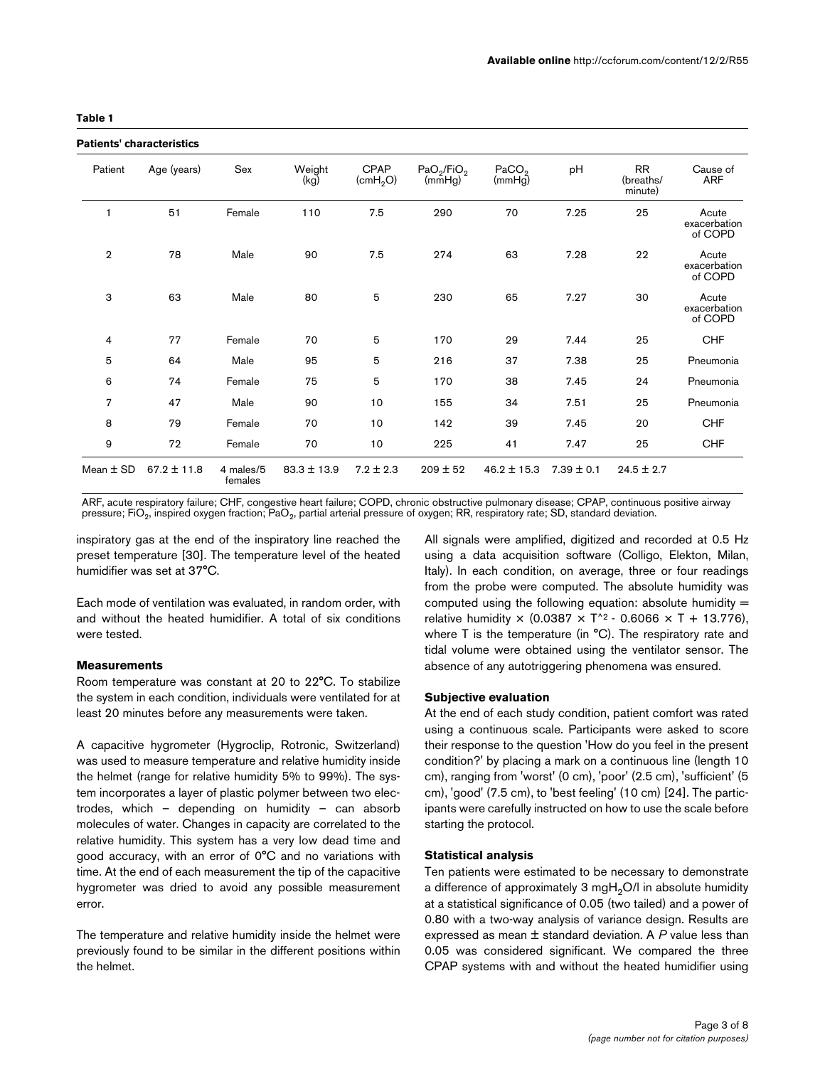**Table 1**

**Patients' characteristics**

| Patient | Age (years) | Sex | Weight (kg) | CPAP ($cmH_2O$) | $PaO_2/FiO_2$ (mmHg) | $PaCO_2$ (mmHg) | pH | RR (breaths/ minute) | Cause of ARF |
|---|---|---|---|---|---|---|---|---|---|
| 1 | 51 | Female | 110 | 7.5 | 290 | 70 | 7.25 | 25 | Acute exacerbation of COPD |
| 2 | 78 | Male | 90 | 7.5 | 274 | 63 | 7.28 | 22 | Acute exacerbation of COPD |
| 3 | 63 | Male | 80 | 5 | 230 | 65 | 7.27 | 30 | Acute exacerbation of COPD |
| 4 | 77 | Female | 70 | 5 | 170 | 29 | 7.44 | 25 | CHF |
| 5 | 64 | Male | 95 | 5 | 216 | 37 | 7.38 | 25 | Pneumonia |
| 6 | 74 | Female | 75 | 5 | 170 | 38 | 7.45 | 24 | Pneumonia |
| 7 | 47 | Male | 90 | 10 | 155 | 34 | 7.51 | 25 | Pneumonia |
| 8 | 79 | Female | 70 | 10 | 142 | 39 | 7.45 | 20 | CHF |
| 9 | 72 | Female | 70 | 10 | 225 | 41 | 7.47 | 25 | CHF |
| Mean ± SD | 67.2 ± 11.8 | 4 males/5 females | 83.3 ± 13.9 | 7.2 ± 2.3 | 209 ± 52 | 46.2 ± 15.3 | 7.39 ± 0.1 | 24.5 ± 2.7 | |

ARF, acute respiratory failure; CHF, congestive heart failure; COPD, chronic obstructive pulmonary disease; CPAP, continuous positive airway pressure; $FiO_2$, inspired oxygen fraction; $PaO_2$, partial arterial pressure of oxygen; RR, respiratory rate; SD, standard deviation.

inspiratory gas at the end of the inspiratory line reached the preset temperature [30]. The temperature level of the heated humidifier was set at 37°C.

Each mode of ventilation was evaluated, in random order, with and without the heated humidifier. A total of six conditions were tested.

### Measurements

Room temperature was constant at 20 to 22°C. To stabilize the system in each condition, individuals were ventilated for at least 20 minutes before any measurements were taken.

A capacitive hygrometer (Hygroclip, Rotronic, Switzerland) was used to measure temperature and relative humidity inside the helmet (range for relative humidity 5% to 99%). The system incorporates a layer of plastic polymer between two electrodes, which – depending on humidity – can absorb molecules of water. Changes in capacity are correlated to the relative humidity. This system has a very low dead time and good accuracy, with an error of 0°C and no variations with time. At the end of each measurement the tip of the capacitive hygrometer was dried to avoid any possible measurement error.

The temperature and relative humidity inside the helmet were previously found to be similar in the different positions within the helmet.

All signals were amplified, digitized and recorded at 0.5 Hz using a data acquisition software (Colligo, Elekton, Milan, Italy). In each condition, on average, three or four readings from the probe were computed. The absolute humidity was computed using the following equation: absolute humidity = relative humidity × ($0.0387 \times T^2 - 0.6066 \times T + 13.776$), where T is the temperature (in °C). The respiratory rate and tidal volume were obtained using the ventilator sensor. The absence of any autotriggering phenomena was ensured.

### Subjective evaluation

At the end of each study condition, patient comfort was rated using a continuous scale. Participants were asked to score their response to the question 'How do you feel in the present condition?' by placing a mark on a continuous line (length 10 cm), ranging from 'worst' (0 cm), 'poor' (2.5 cm), 'sufficient' (5 cm), 'good' (7.5 cm), to 'best feeling' (10 cm) [24]. The participants were carefully instructed on how to use the scale before starting the protocol.

### Statistical analysis

Ten patients were estimated to be necessary to demonstrate a difference of approximately 3 $mgH_2O/l$ in absolute humidity at a statistical significance of 0.05 (two tailed) and a power of 0.80 with a two-way analysis of variance design. Results are expressed as mean ± standard deviation. A *P* value less than 0.05 was considered significant. We compared the three CPAP systems with and without the heated humidifier using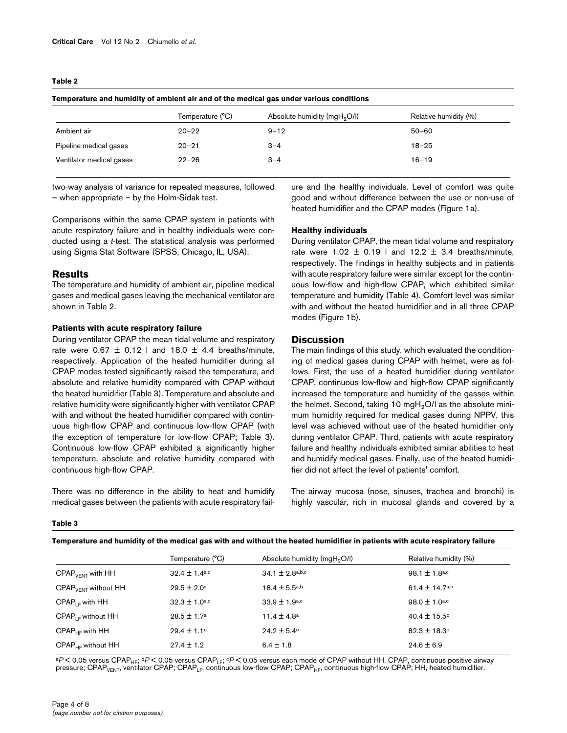**Table 2**

**Temperature and humidity of ambient air and of the medical gas under various conditions**

| | Temperature (°C) | Absolute humidity ($mgH_2O/l$) | Relative humidity (%) |
|---|---|---|---|
| Ambient air | 20–22 | 9–12 | 50–60 |
| Pipeline medical gases | 20–21 | 3–4 | 18–25 |
| Ventilator medical gases | 22–26 | 3–4 | 16–19 |

two-way analysis of variance for repeated measures, followed – when appropriate – by the Holm-Sidak test.

Comparisons within the same CPAP system in patients with acute respiratory failure and in healthy individuals were conducted using a *t*-test. The statistical analysis was performed using Sigma Stat Software (SPSS, Chicago, IL, USA).

## Results

The temperature and humidity of ambient air, pipeline medical gases and medical gases leaving the mechanical ventilator are shown in Table 2.

### Patients with acute respiratory failure

During ventilator CPAP the mean tidal volume and respiratory rate were 0.67 ± 0.12 l and 18.0 ± 4.4 breaths/minute, respectively. Application of the heated humidifier during all CPAP modes tested significantly raised the temperature, and absolute and relative humidity compared with CPAP without the heated humidifier (Table 3). Temperature and absolute and relative humidity were significantly higher with ventilator CPAP with and without the heated humidifier compared with continuous high-flow CPAP and continuous low-flow CPAP (with the exception of temperature for low-flow CPAP; Table 3). Continuous low-flow CPAP exhibited a significantly higher temperature, absolute and relative humidity compared with continuous high-flow CPAP.

There was no difference in the ability to heat and humidify medical gases between the patients with acute respiratory failure and the healthy individuals. Level of comfort was quite good and without difference between the use or non-use of heated humidifier and the CPAP modes (Figure 1a).

### Healthy individuals

During ventilator CPAP, the mean tidal volume and respiratory rate were 1.02 ± 0.19 l and 12.2 ± 3.4 breaths/minute, respectively. The findings in healthy subjects and in patients with acute respiratory failure were similar except for the continuous low-flow and high-flow CPAP, which exhibited similar temperature and humidity (Table 4). Comfort level was similar with and without the heated humidifier and in all three CPAP modes (Figure 1b).

## Discussion

The main findings of this study, which evaluated the conditioning of medical gases during CPAP with helmet, were as follows. First, the use of a heated humidifier during ventilator CPAP, continuous low-flow and high-flow CPAP significantly increased the temperature and humidity of the gasses within the helmet. Second, taking 10 $mgH_2O/l$ as the absolute minimum humidity required for medical gases during NPPV, this level was achieved without use of the heated humidifier only during ventilator CPAP. Third, patients with acute respiratory failure and healthy individuals exhibited similar abilities to heat and humidify medical gases. Finally, use of the heated humidifier did not affect the level of patients' comfort.

The airway mucosa (nose, sinuses, trachea and bronchi) is highly vascular, rich in mucosal glands and covered by a

**Table 3**

**Temperature and humidity of the medical gas with and without the heated humidifier in patients with acute respiratory failure**

| | Temperature (°C) | Absolute humidity ($mgH_2O/l$) | Relative humidity (%) |
|---|---|---|---|
| $CPAP_{VENT}$ with HH | 32.4 ± 1.4[a,c] | 34.1 ± 2.8[a,b,c] | 98.1 ± 1.8[a,c] |
| $CPAP_{VENT}$ without HH | 29.5 ± 2.0[a] | 18.4 ± 5.5[a,b] | 61.4 ± 14.7[a,b] |
| $CPAP_{LF}$ with HH | 32.3 ± 1.0[a,c] | 33.9 ± 1.9[a,c] | 98.0 ± 1.0[a,c] |
| $CPAP_{LF}$ without HH | 28.5 ± 1.7[a] | 11.4 ± 4.8[a] | 40.4 ± 15.5[c] |
| $CPAP_{HF}$ with HH | 29.4 ± 1.1[c] | 24.2 ± 5.4[c] | 82.3 ± 18.3[c] |
| $CPAP_{HF}$ without HH | 27.4 ± 1.2 | 6.4 ± 1.8 | 24.6 ± 6.9 |

[a]$P < 0.05$ versus $CPAP_{HF}$; [b]$P < 0.05$ versus $CPAP_{LF}$; [c]$P < 0.05$ versus each mode of CPAP without HH. CPAP, continuous positive airway pressure; $CPAP_{VENT}$, ventilator CPAP; $CPAP_{LF}$, continuous low-flow CPAP; $CPAP_{HF}$, continuous high-flow CPAP; HH, heated humidifier.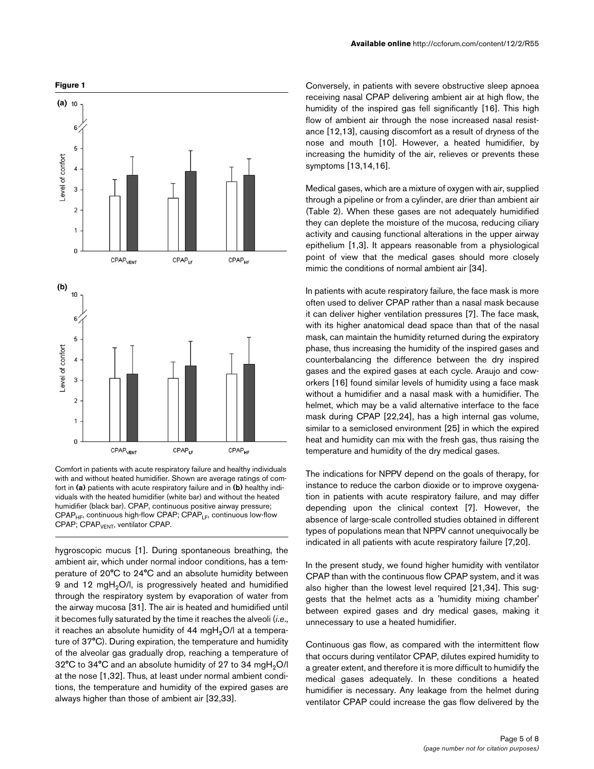**Figure 1**

Comfort in patients with acute respiratory failure and healthy individuals with and without heated humidifier. Shown are average ratings of comfort in **(a)** patients with acute respiratory failure and in **(b)** healthy individuals with the heated humidifier (white bar) and without the heated humidifier (black bar). CPAP, continuous positive airway pressure; $CPAP_{HF}$, continuous high-flow CPAP; $CPAP_{LF}$, continuous low-flow CPAP; $CPAP_{VENT}$, ventilator CPAP.

hygroscopic mucus [1]. During spontaneous breathing, the ambient air, which under normal indoor conditions, has a temperature of 20°C to 24°C and an absolute humidity between 9 and 12 $mgH_2O/l$, is progressively heated and humidified through the respiratory system by evaporation of water from the airway mucosa [31]. The air is heated and humidified until it becomes fully saturated by the time it reaches the alveoli (*i.e.*, it reaches an absolute humidity of 44 $mgH_2O/l$ at a temperature of 37°C). During expiration, the temperature and humidity of the alveolar gas gradually drop, reaching a temperature of 32°C to 34°C and an absolute humidity of 27 to 34 $mgH_2O/l$ at the nose [1,32]. Thus, at least under normal ambient conditions, the temperature and humidity of the expired gases are always higher than those of ambient air [32,33].

Conversely, in patients with severe obstructive sleep apnoea receiving nasal CPAP delivering ambient air at high flow, the humidity of the inspired gas fell significantly [16]. This high flow of ambient air through the nose increased nasal resistance [12,13], causing discomfort as a result of dryness of the nose and mouth [10]. However, a heated humidifier, by increasing the humidity of the air, relieves or prevents these symptoms [13,14,16].

Medical gases, which are a mixture of oxygen with air, supplied through a pipeline or from a cylinder, are drier than ambient air (Table 2). When these gases are not adequately humidified they can deplete the moisture of the mucosa, reducing ciliary activity and causing functional alterations in the upper airway epithelium [1,3]. It appears reasonable from a physiological point of view that the medical gases should more closely mimic the conditions of normal ambient air [34].

In patients with acute respiratory failure, the face mask is more often used to deliver CPAP rather than a nasal mask because it can deliver higher ventilation pressures [7]. The face mask, with its higher anatomical dead space than that of the nasal mask, can maintain the humidity returned during the expiratory phase, thus increasing the humidity of the inspired gases and counterbalancing the difference between the dry inspired gases and the expired gases at each cycle. Araujo and coworkers [16] found similar levels of humidity using a face mask without a humidifier and a nasal mask with a humidifier. The helmet, which may be a valid alternative interface to the face mask during CPAP [22,24], has a high internal gas volume, similar to a semiclosed environment [25] in which the expired heat and humidity can mix with the fresh gas, thus raising the temperature and humidity of the dry medical gases.

The indications for NPPV depend on the goals of therapy, for instance to reduce the carbon dioxide or to improve oxygenation in patients with acute respiratory failure, and may differ depending upon the clinical context [7]. However, the absence of large-scale controlled studies obtained in different types of populations mean that NPPV cannot unequivocally be indicated in all patients with acute respiratory failure [7,20].

In the present study, we found higher humidity with ventilator CPAP than with the continuous flow CPAP system, and it was also higher than the lowest level required [21,34]. This suggests that the helmet acts as a 'humidity mixing chamber' between expired gases and dry medical gases, making it unnecessary to use a heated humidifier.

Continuous gas flow, as compared with the intermittent flow that occurs during ventilator CPAP, dilutes expired humidity to a greater extent, and therefore it is more difficult to humidify the medical gases adequately. In these conditions a heated humidifier is necessary. Any leakage from the helmet during ventilator CPAP could increase the gas flow delivered by the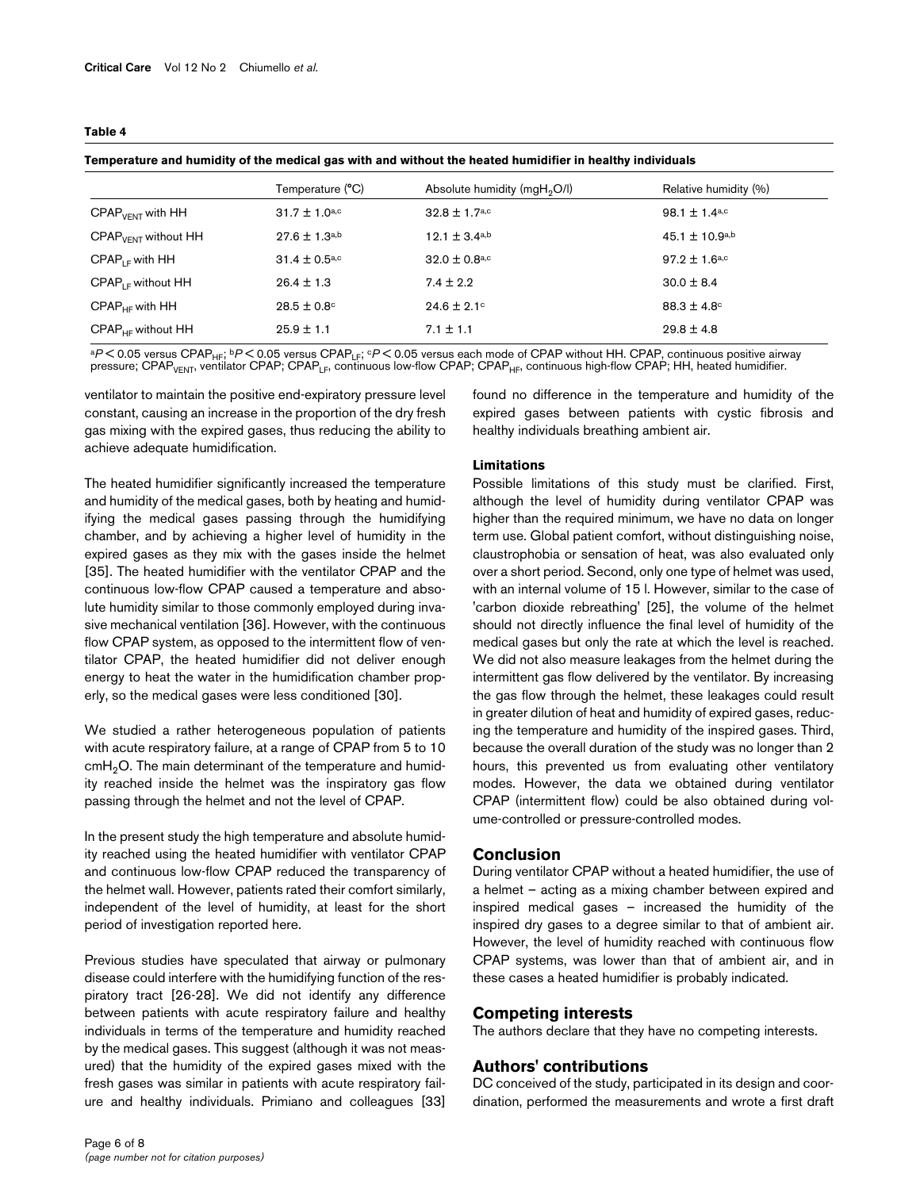**Table 4**

**Temperature and humidity of the medical gas with and without the heated humidifier in healthy individuals**

| | Temperature (°C) | Absolute humidity ($mgH_2O/l$) | Relative humidity (%) |
|---|---|---|---|
| $CPAP_{VENT}$ with HH | $31.7 \pm 1.0^{a,c}$ | $32.8 \pm 1.7^{a,c}$ | $98.1 \pm 1.4^{a,c}$ |
| $CPAP_{VENT}$ without HH | $27.6 \pm 1.3^{a,b}$ | $12.1 \pm 3.4^{a,b}$ | $45.1 \pm 10.9^{a,b}$ |
| $CPAP_{LF}$ with HH | $31.4 \pm 0.5^{a,c}$ | $32.0 \pm 0.8^{a,c}$ | $97.2 \pm 1.6^{a,c}$ |
| $CPAP_{LF}$ without HH | $26.4 \pm 1.3$ | $7.4 \pm 2.2$ | $30.0 \pm 8.4$ |
| $CPAP_{HF}$ with HH | $28.5 \pm 0.8^{c}$ | $24.6 \pm 2.1^{c}$ | $88.3 \pm 4.8^{c}$ |
| $CPAP_{HF}$ without HH | $25.9 \pm 1.1$ | $7.1 \pm 1.1$ | $29.8 \pm 4.8$ |

[a]$P < 0.05$ versus $CPAP_{HF}$; [b]$P < 0.05$ versus $CPAP_{LF}$; [c]$P < 0.05$ versus each mode of CPAP without HH. CPAP, continuous positive airway pressure; $CPAP_{VENT}$, ventilator CPAP; $CPAP_{LF}$, continuous low-flow CPAP; $CPAP_{HF}$, continuous high-flow CPAP; HH, heated humidifier.

ventilator to maintain the positive end-expiratory pressure level constant, causing an increase in the proportion of the dry fresh gas mixing with the expired gases, thus reducing the ability to achieve adequate humidification.

The heated humidifier significantly increased the temperature and humidity of the medical gases, both by heating and humidifying the medical gases passing through the humidifying chamber, and by achieving a higher level of humidity in the expired gases as they mix with the gases inside the helmet [35]. The heated humidifier with the ventilator CPAP and the continuous low-flow CPAP caused a temperature and absolute humidity similar to those commonly employed during invasive mechanical ventilation [36]. However, with the continuous flow CPAP system, as opposed to the intermittent flow of ventilator CPAP, the heated humidifier did not deliver enough energy to heat the water in the humidification chamber properly, so the medical gases were less conditioned [30].

We studied a rather heterogeneous population of patients with acute respiratory failure, at a range of CPAP from 5 to 10 $cmH_2O$. The main determinant of the temperature and humidity reached inside the helmet was the inspiratory gas flow passing through the helmet and not the level of CPAP.

In the present study the high temperature and absolute humidity reached using the heated humidifier with ventilator CPAP and continuous low-flow CPAP reduced the transparency of the helmet wall. However, patients rated their comfort similarly, independent of the level of humidity, at least for the short period of investigation reported here.

Previous studies have speculated that airway or pulmonary disease could interfere with the humidifying function of the respiratory tract [26-28]. We did not identify any difference between patients with acute respiratory failure and healthy individuals in terms of the temperature and humidity reached by the medical gases. This suggest (although it was not measured) that the humidity of the expired gases mixed with the fresh gases was similar in patients with acute respiratory failure and healthy individuals. Primiano and colleagues [33] found no difference in the temperature and humidity of the expired gases between patients with cystic fibrosis and healthy individuals breathing ambient air.

### Limitations

Possible limitations of this study must be clarified. First, although the level of humidity during ventilator CPAP was higher than the required minimum, we have no data on longer term use. Global patient comfort, without distinguishing noise, claustrophobia or sensation of heat, was also evaluated only over a short period. Second, only one type of helmet was used, with an internal volume of 15 l. However, similar to the case of 'carbon dioxide rebreathing' [25], the volume of the helmet should not directly influence the final level of humidity of the medical gases but only the rate at which the level is reached. We did not also measure leakages from the helmet during the intermittent gas flow delivered by the ventilator. By increasing the gas flow through the helmet, these leakages could result in greater dilution of heat and humidity of expired gases, reducing the temperature and humidity of the inspired gases. Third, because the overall duration of the study was no longer than 2 hours, this prevented us from evaluating other ventilatory modes. However, the data we obtained during ventilator CPAP (intermittent flow) could be also obtained during volume-controlled or pressure-controlled modes.

## Conclusion

During ventilator CPAP without a heated humidifier, the use of a helmet – acting as a mixing chamber between expired and inspired medical gases – increased the humidity of the inspired dry gases to a degree similar to that of ambient air. However, the level of humidity reached with continuous flow CPAP systems, was lower than that of ambient air, and in these cases a heated humidifier is probably indicated.

## Competing interests

The authors declare that they have no competing interests.

## Authors' contributions

DC conceived of the study, participated in its design and coordination, performed the measurements and wrote a first draft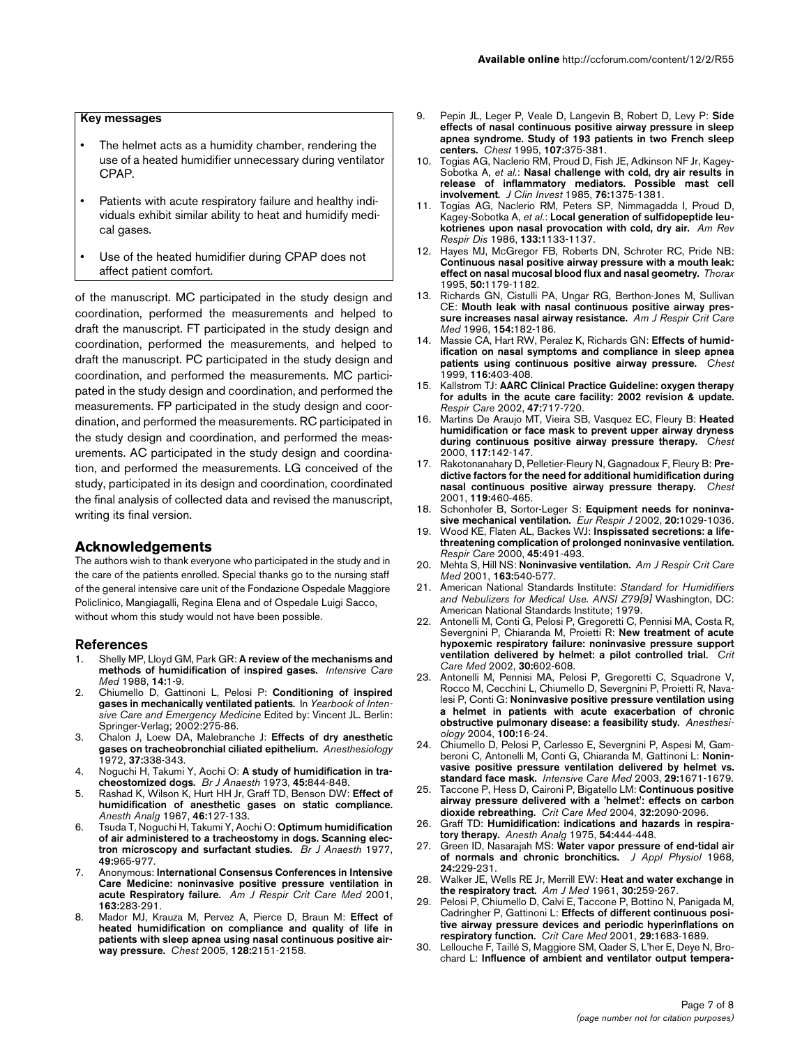## Key messages

- The helmet acts as a humidity chamber, rendering the use of a heated humidifier unnecessary during ventilator CPAP.
- Patients with acute respiratory failure and healthy individuals exhibit similar ability to heat and humidify medical gases.
- Use of the heated humidifier during CPAP does not affect patient comfort.

of the manuscript. MC participated in the study design and coordination, performed the measurements and helped to draft the manuscript. FT participated in the study design and coordination, performed the measurements, and helped to draft the manuscript. PC participated in the study design and coordination, and performed the measurements. MC participated in the study design and coordination, and performed the measurements. FP participated in the study design and coordination, and performed the measurements. RC participated in the study design and coordination, and performed the measurements. AC participated in the study design and coordination, and performed the measurements. LG conceived of the study, participated in its design and coordination, coordinated the final analysis of collected data and revised the manuscript, writing its final version.

## Acknowledgements

The authors wish to thank everyone who participated in the study and in the care of the patients enrolled. Special thanks go to the nursing staff of the general intensive care unit of the Fondazione Ospedale Maggiore Policlinico, Mangiagalli, Regina Elena and of Ospedale Luigi Sacco, without whom this study would not have been possible.

## References

1. Shelly MP, Lloyd GM, Park GR: **A review of the mechanisms and methods of humidification of inspired gases.** *Intensive Care Med* 1988, **14:**1-9.
2. Chiumello D, Gattinoni L, Pelosi P: **Conditioning of inspired gases in mechanically ventilated patients.** In *Yearbook of Intensive Care and Emergency Medicine* Edited by: Vincent JL. Berlin: Springer-Verlag; 2002:275-86.
3. Chalon J, Loew DA, Malebranche J: **Effects of dry anesthetic gases on tracheobronchial ciliated epithelium.** *Anesthesiology* 1972, **37:**338-343.
4. Noguchi H, Takumi Y, Aochi O: **A study of humidification in tracheostomized dogs.** *Br J Anaesth* 1973, **45:**844-848.
5. Rashad K, Wilson K, Hurt HH Jr, Graff TD, Benson DW: **Effect of humidification of anesthetic gases on static compliance.** *Anesth Analg* 1967, **46:**127-133.
6. Tsuda T, Noguchi H, Takumi Y, Aochi O: **Optimum humidification of air administered to a tracheostomy in dogs. Scanning electron microscopy and surfactant studies.** *Br J Anaesth* 1977, **49:**965-977.
7. Anonymous: **International Consensus Conferences in Intensive Care Medicine: noninvasive positive pressure ventilation in acute Respiratory failure.** *Am J Respir Crit Care Med* 2001, **163:**283-291.
8. Mador MJ, Krauza M, Pervez A, Pierce D, Braun M: **Effect of heated humidification on compliance and quality of life in patients with sleep apnea using nasal continuous positive airway pressure.** *Chest* 2005, **128:**2151-2158.
9. Pepin JL, Leger P, Veale D, Langevin B, Robert D, Levy P: **Side effects of nasal continuous positive airway pressure in sleep apnea syndrome. Study of 193 patients in two French sleep centers.** *Chest* 1995, **107:**375-381.
10. Togias AG, Naclerio RM, Proud D, Fish JE, Adkinson NF Jr, Kagey-Sobotka A, *et al.*: **Nasal challenge with cold, dry air results in release of inflammatory mediators. Possible mast cell involvement.** *J Clin Invest* 1985, **76:**1375-1381.
11. Togias AG, Naclerio RM, Peters SP, Nimmagadda I, Proud D, Kagey-Sobotka A, *et al.*: **Local generation of sulfidopeptide leukotrienes upon nasal provocation with cold, dry air.** *Am Rev Respir Dis* 1986, **133:**1133-1137.
12. Hayes MJ, McGregor FB, Roberts DN, Schroter RC, Pride NB: **Continuous nasal positive airway pressure with a mouth leak: effect on nasal mucosal blood flux and nasal geometry.** *Thorax* 1995, **50:**1179-1182.
13. Richards GN, Cistulli PA, Ungar RG, Berthon-Jones M, Sullivan CE: **Mouth leak with nasal continuous positive airway pressure increases nasal airway resistance.** *Am J Respir Crit Care Med* 1996, **154:**182-186.
14. Massie CA, Hart RW, Peralez K, Richards GN: **Effects of humidification on nasal symptoms and compliance in sleep apnea patients using continuous positive airway pressure.** *Chest* 1999, **116:**403-408.
15. Kallstrom TJ: **AARC Clinical Practice Guideline: oxygen therapy for adults in the acute care facility: 2002 revision & update.** *Respir Care* 2002, **47:**717-720.
16. Martins De Araujo MT, Vieira SB, Vasquez EC, Fleury B: **Heated humidification or face mask to prevent upper airway dryness during continuous positive airway pressure therapy.** *Chest* 2000, **117:**142-147.
17. Rakotonanahary D, Pelletier-Fleury N, Gagnadoux F, Fleury B: **Predictive factors for the need for additional humidification during nasal continuous positive airway pressure therapy.** *Chest* 2001, **119:**460-465.
18. Schonhofer B, Sortor-Leger S: **Equipment needs for noninvasive mechanical ventilation.** *Eur Respir J* 2002, **20:**1029-1036.
19. Wood KE, Flaten AL, Backes WJ: **Inspissated secretions: a life-threatening complication of prolonged noninvasive ventilation.** *Respir Care* 2000, **45:**491-493.
20. Mehta S, Hill NS: **Noninvasive ventilation.** *Am J Respir Crit Care Med* 2001, **163:**540-577.
21. American National Standards Institute: *Standard for Humidifiers and Nebulizers for Medical Use. ANSI Z79[9]* Washington, DC: American National Standards Institute; 1979.
22. Antonelli M, Conti G, Pelosi P, Gregoretti C, Pennisi MA, Costa R, Severgnini P, Chiaranda M, Proietti R: **New treatment of acute hypoxemic respiratory failure: noninvasive pressure support ventilation delivered by helmet: a pilot controlled trial.** *Crit Care Med* 2002, **30:**602-608.
23. Antonelli M, Pennisi MA, Pelosi P, Gregoretti C, Squadrone V, Rocco M, Cecchini L, Chiumello D, Severgnini P, Proietti R, Navalesi P, Conti G: **Noninvasive positive pressure ventilation using a helmet in patients with acute exacerbation of chronic obstructive pulmonary disease: a feasibility study.** *Anesthesiology* 2004, **100:**16-24.
24. Chiumello D, Pelosi P, Carlesso E, Severgnini P, Aspesi M, Gamberoni C, Antonelli M, Conti G, Chiaranda M, Gattinoni L: **Noninvasive positive pressure ventilation delivered by helmet vs. standard face mask.** *Intensive Care Med* 2003, **29:**1671-1679.
25. Taccone P, Hess D, Caironi P, Bigatello LM: **Continuous positive airway pressure delivered with a 'helmet': effects on carbon dioxide rebreathing.** *Crit Care Med* 2004, **32:**2090-2096.
26. Graff TD: **Humidification: indications and hazards in respiratory therapy.** *Anesth Analg* 1975, **54:**444-448.
27. Green ID, Nasarajah MS: **Water vapor pressure of end-tidal air of normals and chronic bronchitics.** *J Appl Physiol* 1968, **24:**229-231.
28. Walker JE, Wells RE Jr, Merrill EW: **Heat and water exchange in the respiratory tract.** *Am J Med* 1961, **30:**259-267.
29. Pelosi P, Chiumello D, Calvi E, Taccone P, Bottino N, Panigada M, Cadringher P, Gattinoni L: **Effects of different continuous positive airway pressure devices and periodic hyperinflations on respiratory function.** *Crit Care Med* 2001, **29:**1683-1689.
30. Lellouche F, Taillé S, Maggiore SM, Qader S, L'her E, Deye N, Brochard L: **Influence of ambient and ventilator output tempera-**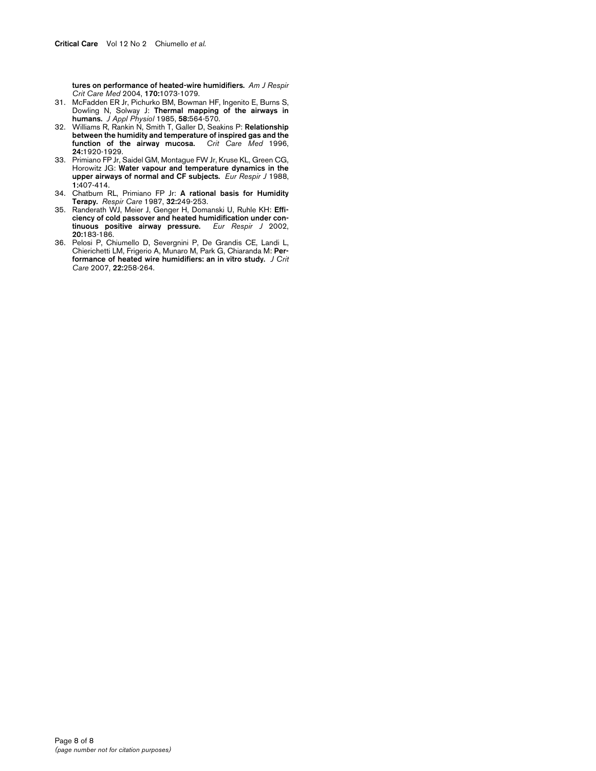tures on performance of heated-wire humidifiers. *Am J Respir Crit Care Med* 2004, **170:**1073-1079.

31. McFadden ER Jr, Pichurko BM, Bowman HF, Ingenito E, Burns S, Dowling N, Solway J: **Thermal mapping of the airways in humans.** *J Appl Physiol* 1985, **58:**564-570.
32. Williams R, Rankin N, Smith T, Galler D, Seakins P: **Relationship between the humidity and temperature of inspired gas and the function of the airway mucosa.** *Crit Care Med* 1996, **24:**1920-1929.
33. Primiano FP Jr, Saidel GM, Montague FW Jr, Kruse KL, Green CG, Horowitz JG: **Water vapour and temperature dynamics in the upper airways of normal and CF subjects.** *Eur Respir J* 1988, **1:**407-414.
34. Chatburn RL, Primiano FP Jr: **A rational basis for Humidity Terapy.** *Respir Care* 1987, **32:**249-253.
35. Randerath WJ, Meier J, Genger H, Domanski U, Ruhle KH: **Efficiency of cold passover and heated humidification under continuous positive airway pressure.** *Eur Respir J* 2002, **20:**183-186.
36. Pelosi P, Chiumello D, Severgnini P, De Grandis CE, Landi L, Chierichetti LM, Frigerio A, Munaro M, Park G, Chiaranda M: **Performance of heated wire humidifiers: an in vitro study.** *J Crit Care* 2007, **22:**258-264.